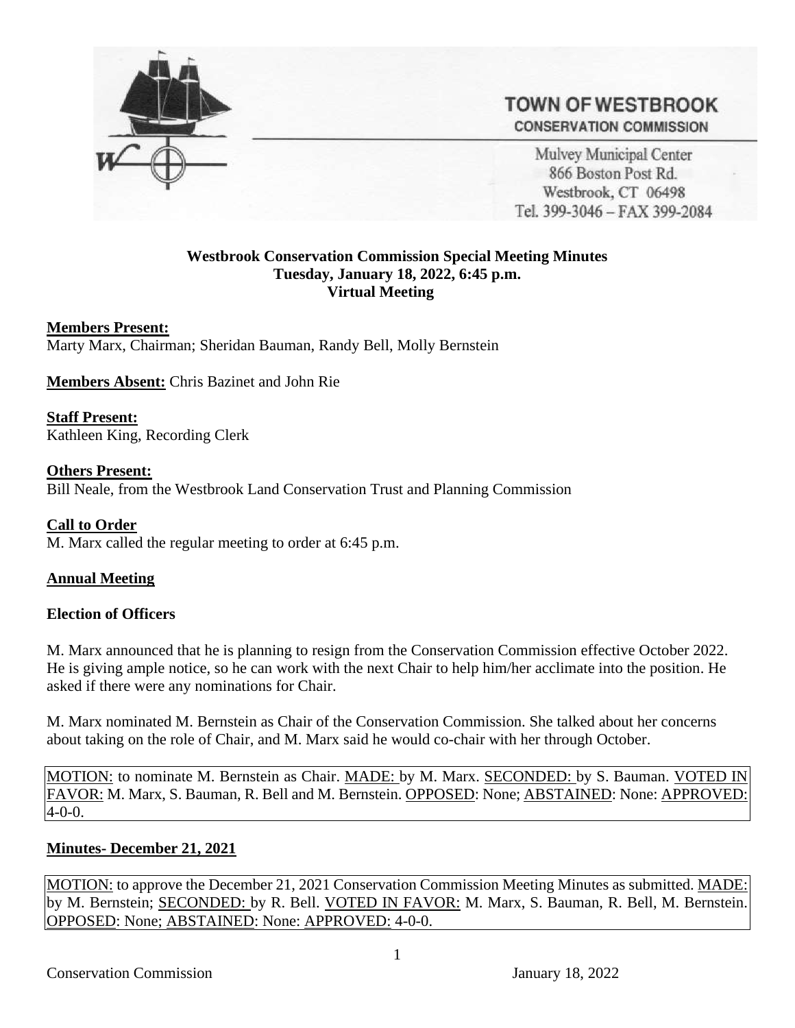# TOWN OF WESTBROOK

**CONSERVATION COMMISSION**

Mulvey Municipal Center
866 Boston Post Rd.
Westbrook, CT 06498
Tel. 399-3046 – FAX 399-2084

**Westbrook Conservation Commission Special Meeting Minutes**
**Tuesday, January 18, 2022, 6:45 p.m.**
**Virtual Meeting**

**Members Present:**
Marty Marx, Chairman; Sheridan Bauman, Randy Bell, Molly Bernstein

**Members Absent:** Chris Bazinet and John Rie

**Staff Present:**
Kathleen King, Recording Clerk

**Others Present:**
Bill Neale, from the Westbrook Land Conservation Trust and Planning Commission

**Call to Order**
M. Marx called the regular meeting to order at 6:45 p.m.

**Annual Meeting**

**Election of Officers**

M. Marx announced that he is planning to resign from the Conservation Commission effective October 2022. He is giving ample notice, so he can work with the next Chair to help him/her acclimate into the position. He asked if there were any nominations for Chair.

M. Marx nominated M. Bernstein as Chair of the Conservation Commission. She talked about her concerns about taking on the role of Chair, and M. Marx said he would co-chair with her through October.

MOTION: to nominate M. Bernstein as Chair. MADE: by M. Marx. SECONDED: by S. Bauman. VOTED IN FAVOR: M. Marx, S. Bauman, R. Bell and M. Bernstein. OPPOSED: None; ABSTAINED: None: APPROVED: 4-0-0.

**Minutes- December 21, 2021**

MOTION: to approve the December 21, 2021 Conservation Commission Meeting Minutes as submitted. MADE: by M. Bernstein; SECONDED: by R. Bell. VOTED IN FAVOR: M. Marx, S. Bauman, R. Bell, M. Bernstein. OPPOSED: None; ABSTAINED: None: APPROVED: 4-0-0.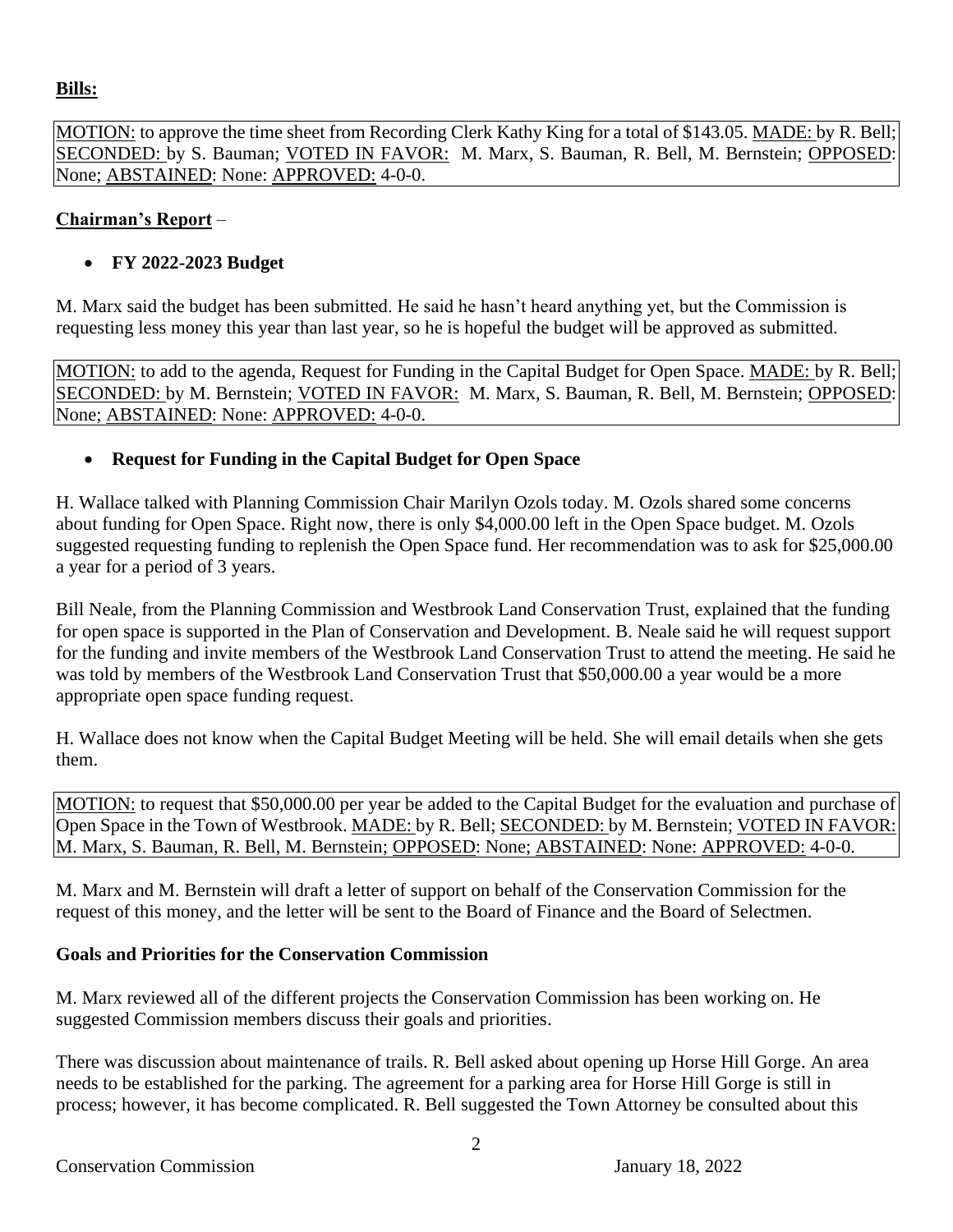**Bills:**

MOTION: to approve the time sheet from Recording Clerk Kathy King for a total of $143.05. MADE: by R. Bell; SECONDED: by S. Bauman; VOTED IN FAVOR: M. Marx, S. Bauman, R. Bell, M. Bernstein; OPPOSED: None; ABSTAINED: None: APPROVED: 4-0-0.

**Chairman's Report** –

- **FY 2022-2023 Budget**

M. Marx said the budget has been submitted. He said he hasn't heard anything yet, but the Commission is requesting less money this year than last year, so he is hopeful the budget will be approved as submitted.

MOTION: to add to the agenda, Request for Funding in the Capital Budget for Open Space. MADE: by R. Bell; SECONDED: by M. Bernstein; VOTED IN FAVOR: M. Marx, S. Bauman, R. Bell, M. Bernstein; OPPOSED: None; ABSTAINED: None: APPROVED: 4-0-0.

- **Request for Funding in the Capital Budget for Open Space**

H. Wallace talked with Planning Commission Chair Marilyn Ozols today. M. Ozols shared some concerns about funding for Open Space. Right now, there is only $4,000.00 left in the Open Space budget. M. Ozols suggested requesting funding to replenish the Open Space fund. Her recommendation was to ask for $25,000.00 a year for a period of 3 years.

Bill Neale, from the Planning Commission and Westbrook Land Conservation Trust, explained that the funding for open space is supported in the Plan of Conservation and Development. B. Neale said he will request support for the funding and invite members of the Westbrook Land Conservation Trust to attend the meeting. He said he was told by members of the Westbrook Land Conservation Trust that $50,000.00 a year would be a more appropriate open space funding request.

H. Wallace does not know when the Capital Budget Meeting will be held. She will email details when she gets them.

MOTION: to request that $50,000.00 per year be added to the Capital Budget for the evaluation and purchase of Open Space in the Town of Westbrook. MADE: by R. Bell; SECONDED: by M. Bernstein; VOTED IN FAVOR: M. Marx, S. Bauman, R. Bell, M. Bernstein; OPPOSED: None; ABSTAINED: None: APPROVED: 4-0-0.

M. Marx and M. Bernstein will draft a letter of support on behalf of the Conservation Commission for the request of this money, and the letter will be sent to the Board of Finance and the Board of Selectmen.

**Goals and Priorities for the Conservation Commission**

M. Marx reviewed all of the different projects the Conservation Commission has been working on. He suggested Commission members discuss their goals and priorities.

There was discussion about maintenance of trails. R. Bell asked about opening up Horse Hill Gorge. An area needs to be established for the parking. The agreement for a parking area for Horse Hill Gorge is still in process; however, it has become complicated. R. Bell suggested the Town Attorney be consulted about this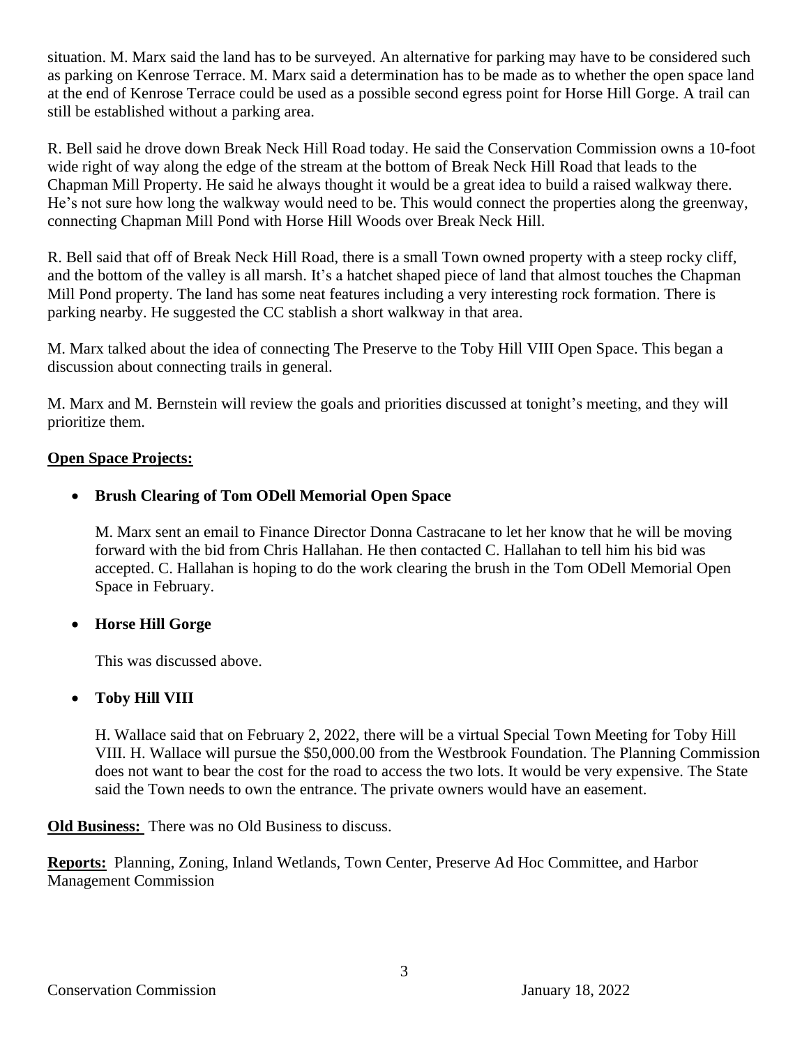situation. M. Marx said the land has to be surveyed. An alternative for parking may have to be considered such as parking on Kenrose Terrace. M. Marx said a determination has to be made as to whether the open space land at the end of Kenrose Terrace could be used as a possible second egress point for Horse Hill Gorge. A trail can still be established without a parking area.

R. Bell said he drove down Break Neck Hill Road today. He said the Conservation Commission owns a 10-foot wide right of way along the edge of the stream at the bottom of Break Neck Hill Road that leads to the Chapman Mill Property. He said he always thought it would be a great idea to build a raised walkway there. He's not sure how long the walkway would need to be. This would connect the properties along the greenway, connecting Chapman Mill Pond with Horse Hill Woods over Break Neck Hill.

R. Bell said that off of Break Neck Hill Road, there is a small Town owned property with a steep rocky cliff, and the bottom of the valley is all marsh. It's a hatchet shaped piece of land that almost touches the Chapman Mill Pond property. The land has some neat features including a very interesting rock formation. There is parking nearby. He suggested the CC stablish a short walkway in that area.

M. Marx talked about the idea of connecting The Preserve to the Toby Hill VIII Open Space. This began a discussion about connecting trails in general.

M. Marx and M. Bernstein will review the goals and priorities discussed at tonight's meeting, and they will prioritize them.

**Open Space Projects:**

- **Brush Clearing of Tom ODell Memorial Open Space**

  M. Marx sent an email to Finance Director Donna Castracane to let her know that he will be moving forward with the bid from Chris Hallahan. He then contacted C. Hallahan to tell him his bid was accepted. C. Hallahan is hoping to do the work clearing the brush in the Tom ODell Memorial Open Space in February.

- **Horse Hill Gorge**

  This was discussed above.

- **Toby Hill VIII**

  H. Wallace said that on February 2, 2022, there will be a virtual Special Town Meeting for Toby Hill VIII. H. Wallace will pursue the $50,000.00 from the Westbrook Foundation. The Planning Commission does not want to bear the cost for the road to access the two lots. It would be very expensive. The State said the Town needs to own the entrance. The private owners would have an easement.

**Old Business:** There was no Old Business to discuss.

**Reports:** Planning, Zoning, Inland Wetlands, Town Center, Preserve Ad Hoc Committee, and Harbor Management Commission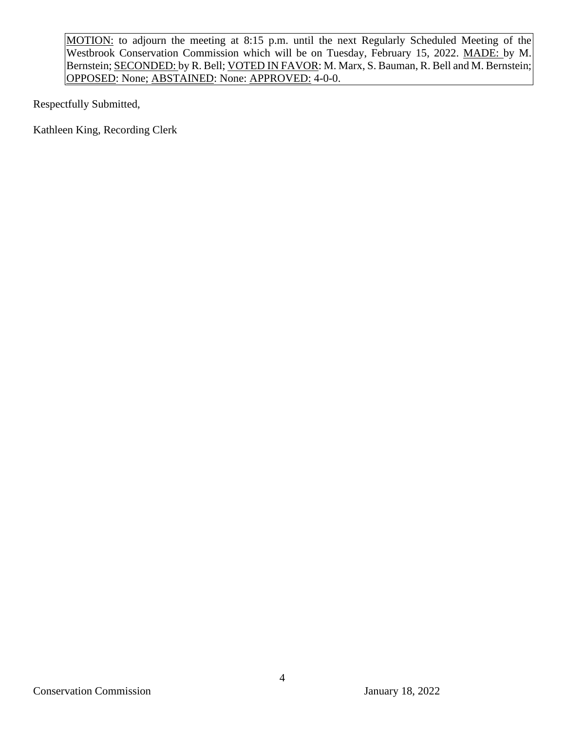MOTION: to adjourn the meeting at 8:15 p.m. until the next Regularly Scheduled Meeting of the Westbrook Conservation Commission which will be on Tuesday, February 15, 2022. MADE: by M. Bernstein; SECONDED: by R. Bell; VOTED IN FAVOR: M. Marx, S. Bauman, R. Bell and M. Bernstein; OPPOSED: None; ABSTAINED: None: APPROVED: 4-0-0.

Respectfully Submitted,

Kathleen King, Recording Clerk